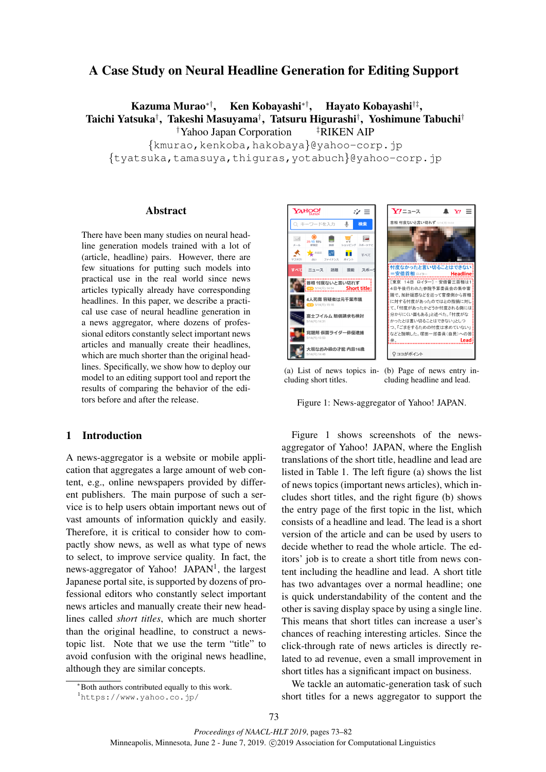# A Case Study on Neural Headline Generation for Editing Support

**Kazuma Murao**[*,†], **Ken Kobayashi**[*,†], **Hayato Kobayashi**[†,‡], **Taichi Yatsuka**[†], **Takeshi Masuyama**[†], **Tatsuru Higurashi**[†], **Yoshimune Tabuchi**[†]

[†]Yahoo Japan Corporation [‡]RIKEN AIP

{kmurao,kenkoba,hakobaya}@yahoo-corp.jp
{tyatsuka,tamasuya,thiguras,yotabuch}@yahoo-corp.jp

## Abstract

There have been many studies on neural headline generation models trained with a lot of (article, headline) pairs. However, there are few situations for putting such models into practical use in the real world since news articles typically already have corresponding headlines. In this paper, we describe a practical use case of neural headline generation in a news aggregator, where dozens of professional editors constantly select important news articles and manually create their headlines, which are much shorter than the original headlines. Specifically, we show how to deploy our model to an editing support tool and report the results of comparing the behavior of the editors before and after the release.

(a) List of news topics including short titles.

(b) Page of news entry including headline and lead.

Figure 1: News-aggregator of Yahoo! JAPAN.

## 1 Introduction

A news-aggregator is a website or mobile application that aggregates a large amount of web content, e.g., online newspapers provided by different publishers. The main purpose of such a service is to help users obtain important news out of vast amounts of information quickly and easily. Therefore, it is critical to consider how to compactly show news, as well as what type of news to select, to improve service quality. In fact, the news-aggregator of Yahoo! JAPAN[1], the largest Japanese portal site, is supported by dozens of professional editors who constantly select important news articles and manually create their new headlines called *short titles*, which are much shorter than the original headline, to construct a news-topic list. Note that we use the term "title" to avoid confusion with the original news headline, although they are similar concepts.

Figure 1 shows screenshots of the news-aggregator of Yahoo! JAPAN, where the English translations of the short title, headline and lead are listed in Table 1. The left figure (a) shows the list of news topics (important news articles), which includes short titles, and the right figure (b) shows the entry page of the first topic in the list, which consists of a headline and lead. The lead is a short version of the article and can be used by users to decide whether to read the whole article. The editors' job is to create a short title from news content including the headline and lead. A short title has two advantages over a normal headline; one is quick understandability of the content and the other is saving display space by using a single line. This means that short titles can increase a user's chances of reaching interesting articles. Since the click-through rate of news articles is directly related to ad revenue, even a small improvement in short titles has a significant impact on business.

We tackle an automatic-generation task of such short titles for a news aggregator to support the

[*]Both authors contributed equally to this work.
[1]https://www.yahoo.co.jp/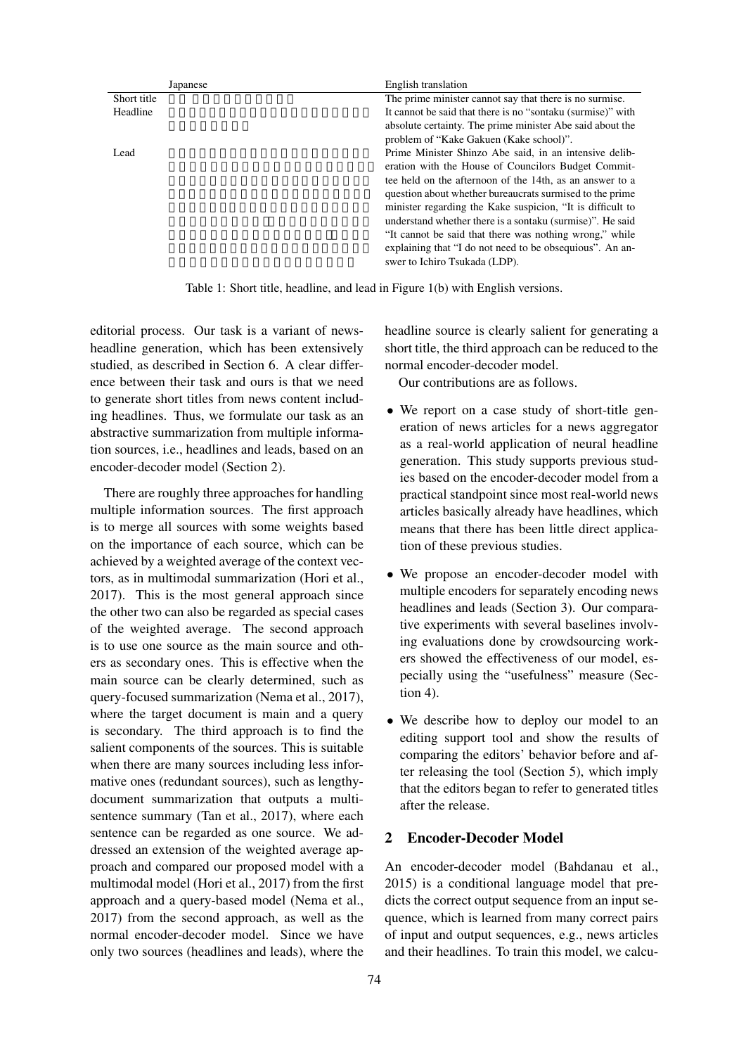| | Japanese | English translation |
|---|---|---|
| Short title | | The prime minister cannot say that there is no surmise. |
| Headline | | It cannot be said that there is no "sontaku (surmise)" with absolute certainty. The prime minister Abe said about the problem of "Kake Gakuen (Kake school)". |
| Lead | | Prime Minister Shinzo Abe said, in an intensive deliberation with the House of Councilors Budget Committee held on the afternoon of the 14th, as an answer to a question about whether bureaucrats surmised to the prime minister regarding the Kake suspicion, "It is difficult to understand whether there is a sontaku (surmise)". He said "It cannot be said that there was nothing wrong," while explaining that "I do not need to be obsequious". An answer to Ichiro Tsukada (LDP). |

Table 1: Short title, headline, and lead in Figure 1(b) with English versions.

editorial process. Our task is a variant of news-headline generation, which has been extensively studied, as described in Section 6. A clear difference between their task and ours is that we need to generate short titles from news content including headlines. Thus, we formulate our task as an abstractive summarization from multiple information sources, i.e., headlines and leads, based on an encoder-decoder model (Section 2).

There are roughly three approaches for handling multiple information sources. The first approach is to merge all sources with some weights based on the importance of each source, which can be achieved by a weighted average of the context vectors, as in multimodal summarization (Hori et al., 2017). This is the most general approach since the other two can also be regarded as special cases of the weighted average. The second approach is to use one source as the main source and others as secondary ones. This is effective when the main source can be clearly determined, such as query-focused summarization (Nema et al., 2017), where the target document is main and a query is secondary. The third approach is to find the salient components of the sources. This is suitable when there are many sources including less informative ones (redundant sources), such as lengthy-document summarization that outputs a multi-sentence summary (Tan et al., 2017), where each sentence can be regarded as one source. We addressed an extension of the weighted average approach and compared our proposed model with a multimodal model (Hori et al., 2017) from the first approach and a query-based model (Nema et al., 2017) from the second approach, as well as the normal encoder-decoder model. Since we have only two sources (headlines and leads), where the headline source is clearly salient for generating a short title, the third approach can be reduced to the normal encoder-decoder model.

Our contributions are as follows.

- We report on a case study of short-title generation of news articles for a news aggregator as a real-world application of neural headline generation. This study supports previous studies based on the encoder-decoder model from a practical standpoint since most real-world news articles basically already have headlines, which means that there has been little direct application of these previous studies.
- We propose an encoder-decoder model with multiple encoders for separately encoding news headlines and leads (Section 3). Our comparative experiments with several baselines involving evaluations done by crowdsourcing workers showed the effectiveness of our model, especially using the "usefulness" measure (Section 4).
- We describe how to deploy our model to an editing support tool and show the results of comparing the editors' behavior before and after releasing the tool (Section 5), which imply that the editors began to refer to generated titles after the release.

## 2 Encoder-Decoder Model

An encoder-decoder model (Bahdanau et al., 2015) is a conditional language model that predicts the correct output sequence from an input sequence, which is learned from many correct pairs of input and output sequences, e.g., news articles and their headlines. To train this model, we calcu-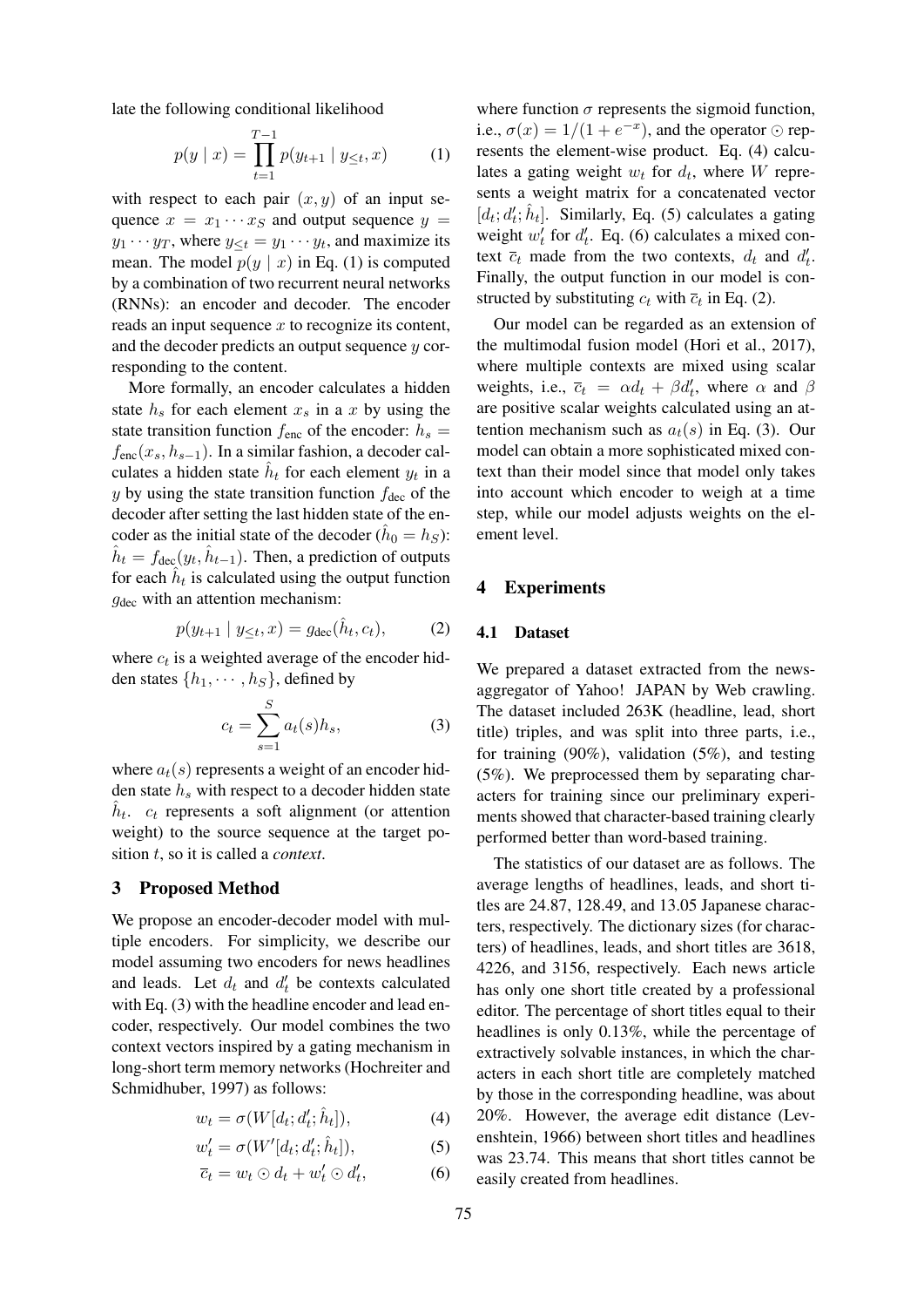late the following conditional likelihood

$$p(y \mid x) = \prod_{t=1}^{T-1} p(y_{t+1} \mid y_{\leq t}, x) \tag{1}$$

with respect to each pair $(x, y)$ of an input sequence $x = x_1 \cdots x_S$ and output sequence $y = y_1 \cdots y_T$, where $y_{\leq t} = y_1 \cdots y_t$, and maximize its mean. The model $p(y \mid x)$ in Eq. (1) is computed by a combination of two recurrent neural networks (RNNs): an encoder and decoder. The encoder reads an input sequence $x$ to recognize its content, and the decoder predicts an output sequence $y$ corresponding to the content.

More formally, an encoder calculates a hidden state $h_s$ for each element $x_s$ in a $x$ by using the state transition function $f_{\text{enc}}$ of the encoder: $h_s = f_{\text{enc}}(x_s, h_{s-1})$. In a similar fashion, a decoder calculates a hidden state $\hat{h}_t$ for each element $y_t$ in a $y$ by using the state transition function $f_{\text{dec}}$ of the decoder after setting the last hidden state of the encoder as the initial state of the decoder ($\hat{h}_0 = h_S$): $\hat{h}_t = f_{\text{dec}}(y_t, \hat{h}_{t-1})$. Then, a prediction of outputs for each $\hat{h}_t$ is calculated using the output function $g_{\text{dec}}$ with an attention mechanism:

$$p(y_{t+1} \mid y_{\leq t}, x) = g_{\text{dec}}(\hat{h}_t, c_t), \tag{2}$$

where $c_t$ is a weighted average of the encoder hidden states $\{h_1, \cdots, h_S\}$, defined by

$$c_t = \sum_{s=1}^{S} a_t(s) h_s, \tag{3}$$

where $a_t(s)$ represents a weight of an encoder hidden state $h_s$ with respect to a decoder hidden state $\hat{h}_t$. $c_t$ represents a soft alignment (or attention weight) to the source sequence at the target position $t$, so it is called a *context*.

## 3 Proposed Method

We propose an encoder-decoder model with multiple encoders. For simplicity, we describe our model assuming two encoders for news headlines and leads. Let $d_t$ and $d'_t$ be contexts calculated with Eq. (3) with the headline encoder and lead encoder, respectively. Our model combines the two context vectors inspired by a gating mechanism in long-short term memory networks (Hochreiter and Schmidhuber, 1997) as follows:

$$w_t = \sigma(W[d_t; d'_t; \hat{h}_t]), \tag{4}$$

$$w'_t = \sigma(W'[d_t; d'_t; \hat{h}_t]), \tag{5}$$

$$\overline{c}_t = w_t \odot d_t + w'_t \odot d'_t, \tag{6}$$

where function $\sigma$ represents the sigmoid function, i.e., $\sigma(x) = 1/(1 + e^{-x})$, and the operator $\odot$ represents the element-wise product. Eq. (4) calculates a gating weight $w_t$ for $d_t$, where $W$ represents a weight matrix for a concatenated vector $[d_t; d'_t; \hat{h}_t]$. Similarly, Eq. (5) calculates a gating weight $w'_t$ for $d'_t$. Eq. (6) calculates a mixed context $\overline{c}_t$ made from the two contexts, $d_t$ and $d'_t$. Finally, the output function in our model is constructed by substituting $c_t$ with $\overline{c}_t$ in Eq. (2).

Our model can be regarded as an extension of the multimodal fusion model (Hori et al., 2017), where multiple contexts are mixed using scalar weights, i.e., $\overline{c}_t = \alpha d_t + \beta d'_t$, where $\alpha$ and $\beta$ are positive scalar weights calculated using an attention mechanism such as $a_t(s)$ in Eq. (3). Our model can obtain a more sophisticated mixed context than their model since that model only takes into account which encoder to weigh at a time step, while our model adjusts weights on the element level.

## 4 Experiments

### 4.1 Dataset

We prepared a dataset extracted from the news-aggregator of Yahoo! JAPAN by Web crawling. The dataset included 263K (headline, lead, short title) triples, and was split into three parts, i.e., for training (90%), validation (5%), and testing (5%). We preprocessed them by separating characters for training since our preliminary experiments showed that character-based training clearly performed better than word-based training.

The statistics of our dataset are as follows. The average lengths of headlines, leads, and short titles are 24.87, 128.49, and 13.05 Japanese characters, respectively. The dictionary sizes (for characters) of headlines, leads, and short titles are 3618, 4226, and 3156, respectively. Each news article has only one short title created by a professional editor. The percentage of short titles equal to their headlines is only 0.13%, while the percentage of extractively solvable instances, in which the characters in each short title are completely matched by those in the corresponding headline, was about 20%. However, the average edit distance (Levenshtein, 1966) between short titles and headlines was 23.74. This means that short titles cannot be easily created from headlines.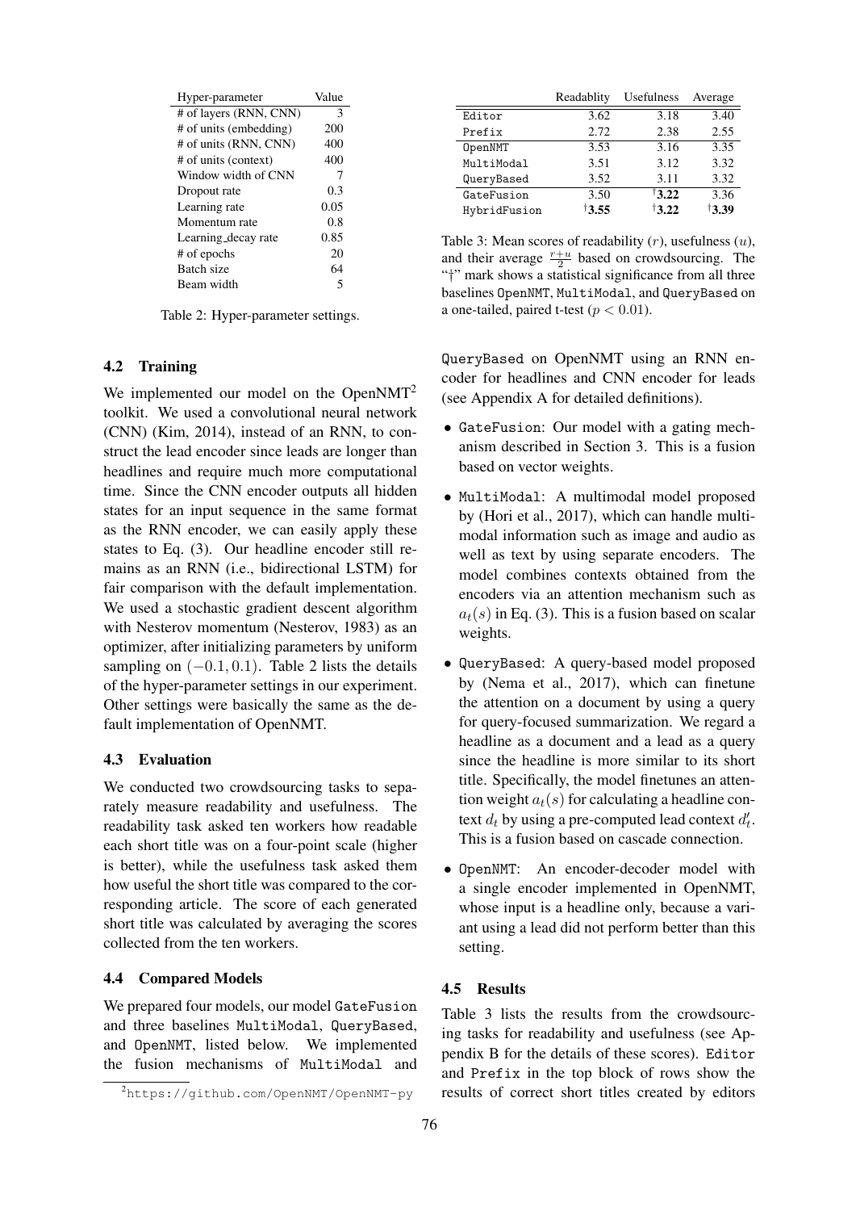| Hyper-parameter | Value |
| --- | --- |
| # of layers (RNN, CNN) | 3 |
| # of units (embedding) | 200 |
| # of units (RNN, CNN) | 400 |
| # of units (context) | 400 |
| Window width of CNN | 7 |
| Dropout rate | 0.3 |
| Learning rate | 0.05 |
| Momentum rate | 0.8 |
| Learning_decay rate | 0.85 |
| # of epochs | 20 |
| Batch size | 64 |
| Beam width | 5 |

Table 2: Hyper-parameter settings.

### 4.2 Training

We implemented our model on the OpenNMT[2] toolkit. We used a convolutional neural network (CNN) (Kim, 2014), instead of an RNN, to construct the lead encoder since leads are longer than headlines and require much more computational time. Since the CNN encoder outputs all hidden states for an input sequence in the same format as the RNN encoder, we can easily apply these states to Eq. (3). Our headline encoder still remains as an RNN (i.e., bidirectional LSTM) for fair comparison with the default implementation. We used a stochastic gradient descent algorithm with Nesterov momentum (Nesterov, 1983) as an optimizer, after initializing parameters by uniform sampling on $(-0.1, 0.1)$. Table 2 lists the details of the hyper-parameter settings in our experiment. Other settings were basically the same as the default implementation of OpenNMT.

### 4.3 Evaluation

We conducted two crowdsourcing tasks to separately measure readability and usefulness. The readability task asked ten workers how readable each short title was on a four-point scale (higher is better), while the usefulness task asked them how useful the short title was compared to the corresponding article. The score of each generated short title was calculated by averaging the scores collected from the ten workers.

### 4.4 Compared Models

We prepared four models, our model `GateFusion` and three baselines `MultiModal`, `QueryBased`, and `OpenNMT`, listed below. We implemented the fusion mechanisms of `MultiModal` and `QueryBased` on OpenNMT using an RNN encoder for headlines and CNN encoder for leads (see Appendix A for detailed definitions).

- `GateFusion`: Our model with a gating mechanism described in Section 3. This is a fusion based on vector weights.
- `MultiModal`: A multimodal model proposed by (Hori et al., 2017), which can handle multimodal information such as image and audio as well as text by using separate encoders. The model combines contexts obtained from the encoders via an attention mechanism such as $a_t(s)$ in Eq. (3). This is a fusion based on scalar weights.
- `QueryBased`: A query-based model proposed by (Nema et al., 2017), which can finetune the attention on a document by using a query for query-focused summarization. We regard a headline as a document and a lead as a query since the headline is more similar to its short title. Specifically, the model finetunes an attention weight $a_t(s)$ for calculating a headline context $d_t$ by using a pre-computed lead context $d'_t$. This is a fusion based on cascade connection.
- `OpenNMT`: An encoder-decoder model with a single encoder implemented in OpenNMT, whose input is a headline only, because a variant using a lead did not perform better than this setting.

[2] https://github.com/OpenNMT/OpenNMT-py

| | Readablity | Usefulness | Average |
| --- | --- | --- | --- |
| `Editor` | 3.62 | 3.18 | 3.40 |
| `Prefix` | 2.72 | 2.38 | 2.55 |
| `OpenNMT` | 3.53 | 3.16 | 3.35 |
| `MultiModal` | 3.51 | 3.12 | 3.32 |
| `QueryBased` | 3.52 | 3.11 | 3.32 |
| `GateFusion` | 3.50 | †**3.22** | 3.36 |
| `HybridFusion` | †**3.55** | †**3.22** | †**3.39** |

Table 3: Mean scores of readability ($r$), usefulness ($u$), and their average $\frac{r+u}{2}$ based on crowdsourcing. The "†" mark shows a statistical significance from all three baselines `OpenNMT`, `MultiModal`, and `QueryBased` on a one-tailed, paired t-test ($p < 0.01$).

### 4.5 Results

Table 3 lists the results from the crowdsourcing tasks for readability and usefulness (see Appendix B for the details of these scores). `Editor` and `Prefix` in the top block of rows show the results of correct short titles created by editors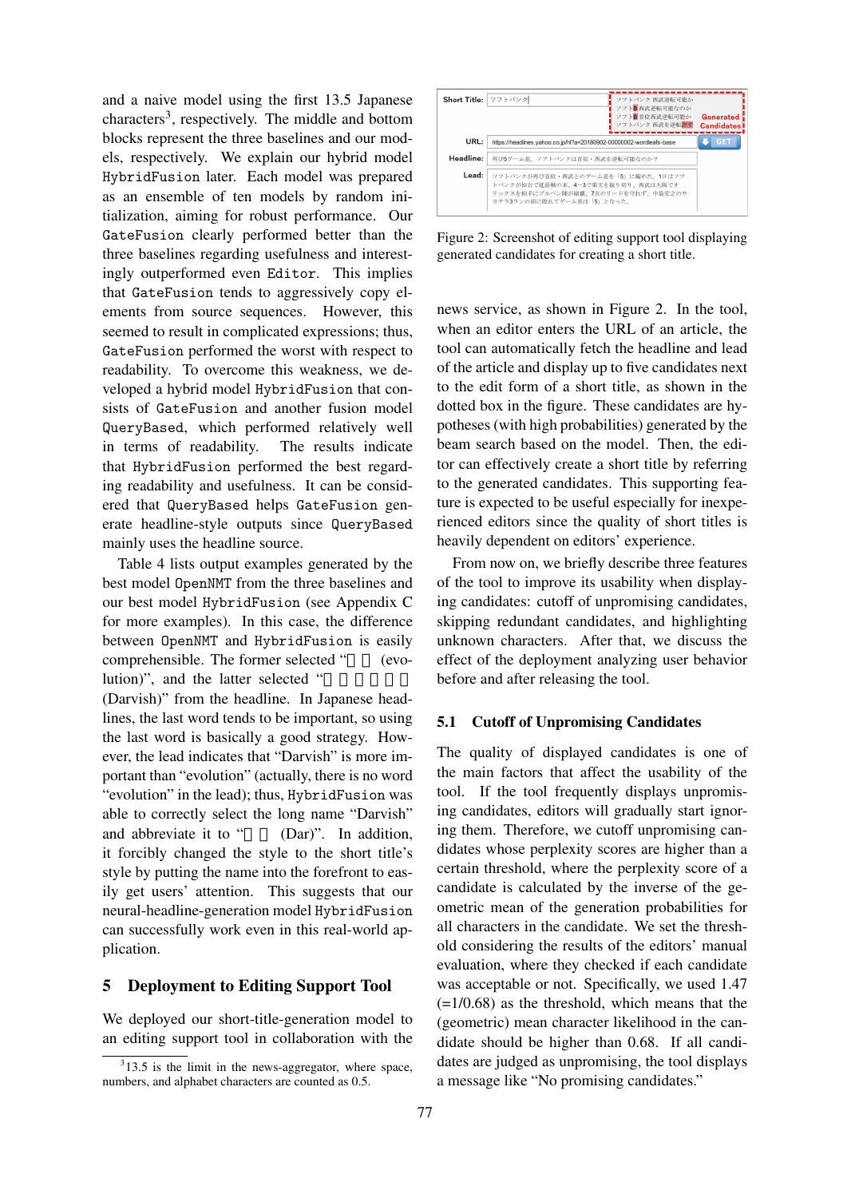and a naive model using the first 13.5 Japanese characters[3], respectively. The middle and bottom blocks represent the three baselines and our models, respectively. We explain our hybrid model HybridFusion later. Each model was prepared as an ensemble of ten models by random initialization, aiming for robust performance. Our GateFusion clearly performed better than the three baselines regarding usefulness and interestingly outperformed even Editor. This implies that GateFusion tends to aggressively copy elements from source sequences. However, this seemed to result in complicated expressions; thus, GateFusion performed the worst with respect to readability. To overcome this weakness, we developed a hybrid model HybridFusion that consists of GateFusion and another fusion model QueryBased, which performed relatively well in terms of readability. The results indicate that HybridFusion performed the best regarding readability and usefulness. It can be considered that QueryBased helps GateFusion generate headline-style outputs since QueryBased mainly uses the headline source.

Table 4 lists output examples generated by the best model OpenNMT from the three baselines and our best model HybridFusion (see Appendix C for more examples). In this case, the difference between OpenNMT and HybridFusion is easily comprehensible. The former selected "進化 (evolution)", and the latter selected "ダルビッシュ (Darvish)" from the headline. In Japanese headlines, the last word tends to be important, so using the last word is basically a good strategy. However, the lead indicates that "Darvish" is more important than "evolution" (actually, there is no word "evolution" in the lead); thus, HybridFusion was able to correctly select the long name "Darvish" and abbreviate it to "ダル (Dar)". In addition, it forcibly changed the style to the short title's style by putting the name into the forefront to easily get users' attention. This suggests that our neural-headline-generation model HybridFusion can successfully work even in this real-world application.

## 5 Deployment to Editing Support Tool

We deployed our short-title-generation model to an editing support tool in collaboration with the news service, as shown in Figure 2. In the tool, when an editor enters the URL of an article, the tool can automatically fetch the headline and lead of the article and display up to five candidates next to the edit form of a short title, as shown in the dotted box in the figure. These candidates are hypotheses (with high probabilities) generated by the beam search based on the model. Then, the editor can effectively create a short title by referring to the generated candidates. This supporting feature is expected to be useful especially for inexperienced editors since the quality of short titles is heavily dependent on editors' experience.

From now on, we briefly describe three features of the tool to improve its usability when displaying candidates: cutoff of unpromising candidates, skipping redundant candidates, and highlighting unknown characters. After that, we discuss the effect of the deployment analyzing user behavior before and after releasing the tool.

[3] 13.5 is the limit in the news-aggregator, where space, numbers, and alphabet characters are counted as 0.5.

Figure 2: Screenshot of editing support tool displaying generated candidates for creating a short title.

### 5.1 Cutoff of Unpromising Candidates

The quality of displayed candidates is one of the main factors that affect the usability of the tool. If the tool frequently displays unpromising candidates, editors will gradually start ignoring them. Therefore, we cutoff unpromising candidates whose perplexity scores are higher than a certain threshold, where the perplexity score of a candidate is calculated by the inverse of the geometric mean of the generation probabilities for all characters in the candidate. We set the threshold considering the results of the editors' manual evaluation, where they checked if each candidate was acceptable or not. Specifically, we used 1.47 (=1/0.68) as the threshold, which means that the (geometric) mean character likelihood in the candidate should be higher than 0.68. If all candidates are judged as unpromising, the tool displays a message like "No promising candidates."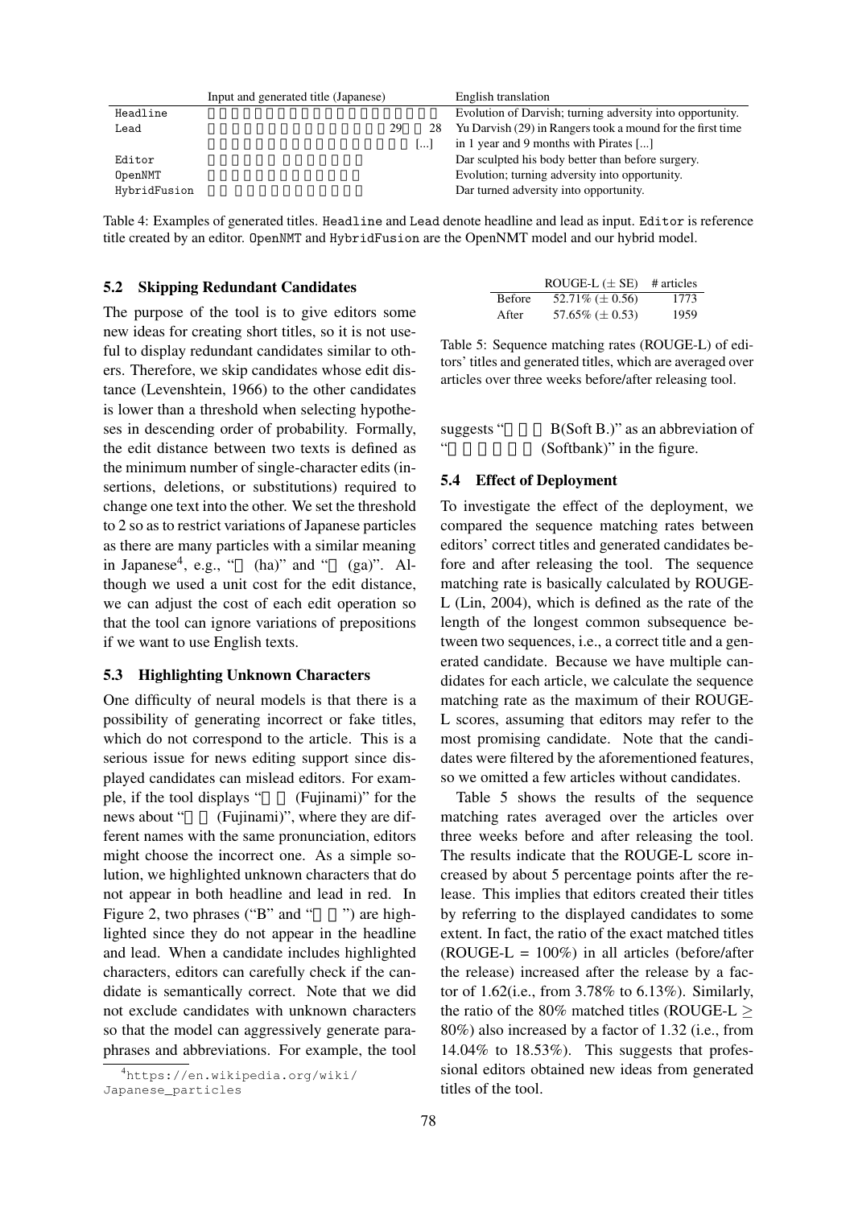| | Input and generated title (Japanese) | English translation |
|---|---|---|
| Headline | | Evolution of Darvish; turning adversity into opportunity. |
| Lead | 29 28 | Yu Darvish (29) in Rangers took a mound for the first time |
| | [...] | in 1 year and 9 months with Pirates [...] |
| Editor | | Dar sculpted his body better than before surgery. |
| OpenNMT | | Evolution; turning adversity into opportunity. |
| HybridFusion | | Dar turned adversity into opportunity. |

Table 4: Examples of generated titles. Headline and Lead denote headline and lead as input. Editor is reference title created by an editor. OpenNMT and HybridFusion are the OpenNMT model and our hybrid model.

### 5.2 Skipping Redundant Candidates

The purpose of the tool is to give editors some new ideas for creating short titles, so it is not useful to display redundant candidates similar to others. Therefore, we skip candidates whose edit distance (Levenshtein, 1966) to the other candidates is lower than a threshold when selecting hypotheses in descending order of probability. Formally, the edit distance between two texts is defined as the minimum number of single-character edits (insertions, deletions, or substitutions) required to change one text into the other. We set the threshold to 2 so as to restrict variations of Japanese particles as there are many particles with a similar meaning in Japanese[4], e.g., " (ha)" and " (ga)". Although we used a unit cost for the edit distance, we can adjust the cost of each edit operation so that the tool can ignore variations of prepositions if we want to use English texts.

### 5.3 Highlighting Unknown Characters

One difficulty of neural models is that there is a possibility of generating incorrect or fake titles, which do not correspond to the article. This is a serious issue for news editing support since displayed candidates can mislead editors. For example, if the tool displays " (Fujinami)" for the news about " (Fujinami)", where they are different names with the same pronunciation, editors might choose the incorrect one. As a simple solution, we highlighted unknown characters that do not appear in both headline and lead in red. In Figure 2, two phrases ("B" and " ") are highlighted since they do not appear in the headline and lead. When a candidate includes highlighted characters, editors can carefully check if the candidate is semantically correct. Note that we did not exclude candidates with unknown characters so that the model can aggressively generate paraphrases and abbreviations. For example, the tool suggests " B(Soft B.)" as an abbreviation of " (Softbank)" in the figure.

[4] https://en.wikipedia.org/wiki/Japanese_particles

| | ROUGE-L ($\pm$ SE) | # articles |
|---|---|---|
| Before | 52.71% ($\pm$ 0.56) | 1773 |
| After | 57.65% ($\pm$ 0.53) | 1959 |

Table 5: Sequence matching rates (ROUGE-L) of editors' titles and generated titles, which are averaged over articles over three weeks before/after releasing tool.

### 5.4 Effect of Deployment

To investigate the effect of the deployment, we compared the sequence matching rates between editors' correct titles and generated candidates before and after releasing the tool. The sequence matching rate is basically calculated by ROUGE-L (Lin, 2004), which is defined as the rate of the length of the longest common subsequence between two sequences, i.e., a correct title and a generated candidate. Because we have multiple candidates for each article, we calculate the sequence matching rate as the maximum of their ROUGE-L scores, assuming that editors may refer to the most promising candidate. Note that the candidates were filtered by the aforementioned features, so we omitted a few articles without candidates.

Table 5 shows the results of the sequence matching rates averaged over the articles over three weeks before and after releasing the tool. The results indicate that the ROUGE-L score increased by about 5 percentage points after the release. This implies that editors created their titles by referring to the displayed candidates to some extent. In fact, the ratio of the exact matched titles (ROUGE-L = 100%) in all articles (before/after the release) increased after the release by a factor of 1.62(i.e., from 3.78% to 6.13%). Similarly, the ratio of the 80% matched titles (ROUGE-L $\geq$ 80%) also increased by a factor of 1.32 (i.e., from 14.04% to 18.53%). This suggests that professional editors obtained new ideas from generated titles of the tool.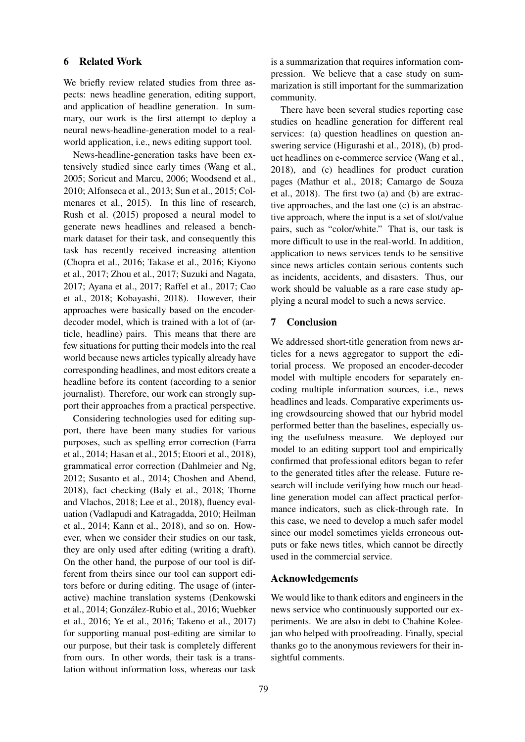## 6 Related Work

We briefly review related studies from three aspects: news headline generation, editing support, and application of headline generation. In summary, our work is the first attempt to deploy a neural news-headline-generation model to a real-world application, i.e., news editing support tool.

News-headline-generation tasks have been extensively studied since early times (Wang et al., 2005; Soricut and Marcu, 2006; Woodsend et al., 2010; Alfonseca et al., 2013; Sun et al., 2015; Colmenares et al., 2015). In this line of research, Rush et al. (2015) proposed a neural model to generate news headlines and released a benchmark dataset for their task, and consequently this task has recently received increasing attention (Chopra et al., 2016; Takase et al., 2016; Kiyono et al., 2017; Zhou et al., 2017; Suzuki and Nagata, 2017; Ayana et al., 2017; Raffel et al., 2017; Cao et al., 2018; Kobayashi, 2018). However, their approaches were basically based on the encoder-decoder model, which is trained with a lot of (article, headline) pairs. This means that there are few situations for putting their models into the real world because news articles typically already have corresponding headlines, and most editors create a headline before its content (according to a senior journalist). Therefore, our work can strongly support their approaches from a practical perspective.

Considering technologies used for editing support, there have been many studies for various purposes, such as spelling error correction (Farra et al., 2014; Hasan et al., 2015; Etoori et al., 2018), grammatical error correction (Dahlmeier and Ng, 2012; Susanto et al., 2014; Choshen and Abend, 2018), fact checking (Baly et al., 2018; Thorne and Vlachos, 2018; Lee et al., 2018), fluency evaluation (Vadlapudi and Katragadda, 2010; Heilman et al., 2014; Kann et al., 2018), and so on. However, when we consider their studies on our task, they are only used after editing (writing a draft). On the other hand, the purpose of our tool is different from theirs since our tool can support editors before or during editing. The usage of (interactive) machine translation systems (Denkowski et al., 2014; González-Rubio et al., 2016; Wuebker et al., 2016; Ye et al., 2016; Takeno et al., 2017) for supporting manual post-editing are similar to our purpose, but their task is completely different from ours. In other words, their task is a translation without information loss, whereas our task is a summarization that requires information compression. We believe that a case study on summarization is still important for the summarization community.

There have been several studies reporting case studies on headline generation for different real services: (a) question headlines on question answering service (Higurashi et al., 2018), (b) product headlines on e-commerce service (Wang et al., 2018), and (c) headlines for product curation pages (Mathur et al., 2018; Camargo de Souza et al., 2018). The first two (a) and (b) are extractive approaches, and the last one (c) is an abstractive approach, where the input is a set of slot/value pairs, such as "color/white." That is, our task is more difficult to use in the real-world. In addition, application to news services tends to be sensitive since news articles contain serious contents such as incidents, accidents, and disasters. Thus, our work should be valuable as a rare case study applying a neural model to such a news service.

## 7 Conclusion

We addressed short-title generation from news articles for a news aggregator to support the editorial process. We proposed an encoder-decoder model with multiple encoders for separately encoding multiple information sources, i.e., news headlines and leads. Comparative experiments using crowdsourcing showed that our hybrid model performed better than the baselines, especially using the usefulness measure. We deployed our model to an editing support tool and empirically confirmed that professional editors began to refer to the generated titles after the release. Future research will include verifying how much our headline generation model can affect practical performance indicators, such as click-through rate. In this case, we need to develop a much safer model since our model sometimes yields erroneous outputs or fake news titles, which cannot be directly used in the commercial service.

## Acknowledgements

We would like to thank editors and engineers in the news service who continuously supported our experiments. We are also in debt to Chahine Koleejan who helped with proofreading. Finally, special thanks go to the anonymous reviewers for their insightful comments.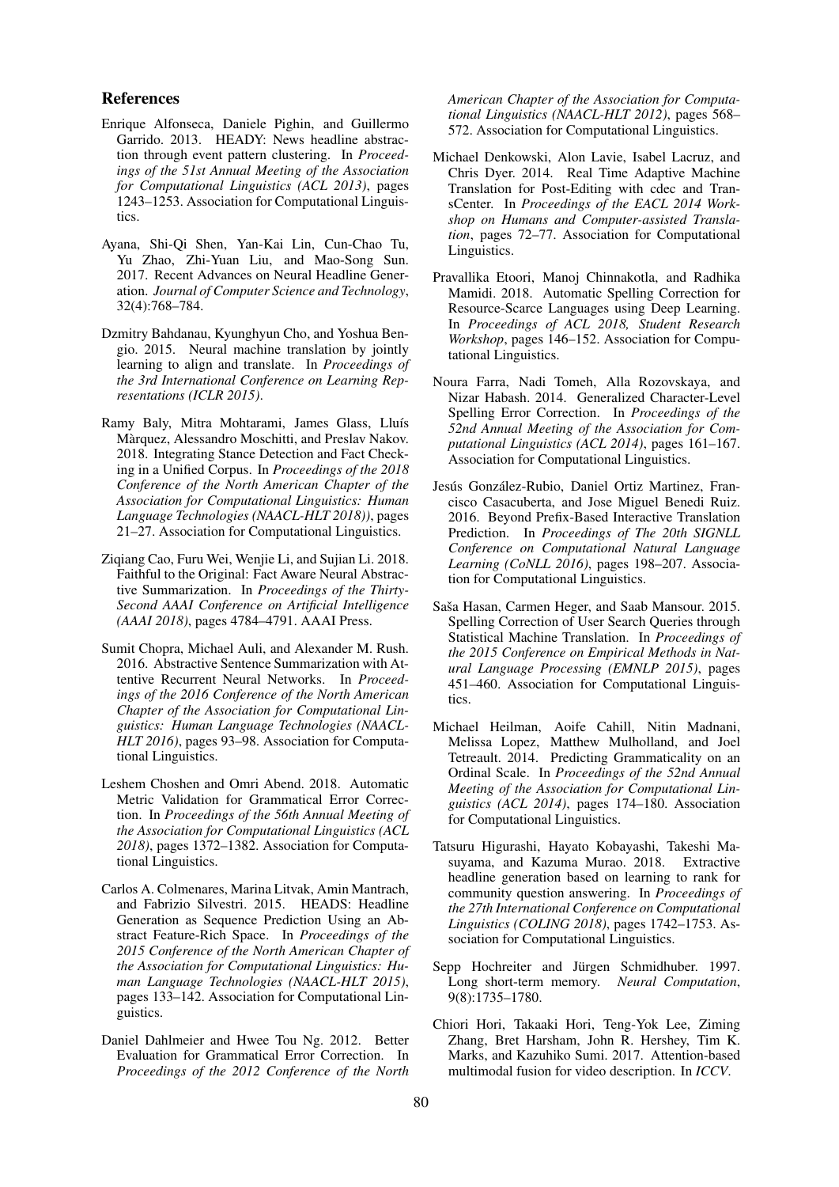## References

Enrique Alfonseca, Daniele Pighin, and Guillermo Garrido. 2013. HEADY: News headline abstraction through event pattern clustering. In *Proceedings of the 51st Annual Meeting of the Association for Computational Linguistics (ACL 2013)*, pages 1243–1253. Association for Computational Linguistics.

Ayana, Shi-Qi Shen, Yan-Kai Lin, Cun-Chao Tu, Yu Zhao, Zhi-Yuan Liu, and Mao-Song Sun. 2017. Recent Advances on Neural Headline Generation. *Journal of Computer Science and Technology*, 32(4):768–784.

Dzmitry Bahdanau, Kyunghyun Cho, and Yoshua Bengio. 2015. Neural machine translation by jointly learning to align and translate. In *Proceedings of the 3rd International Conference on Learning Representations (ICLR 2015)*.

Ramy Baly, Mitra Mohtarami, James Glass, Lluís Màrquez, Alessandro Moschitti, and Preslav Nakov. 2018. Integrating Stance Detection and Fact Checking in a Unified Corpus. In *Proceedings of the 2018 Conference of the North American Chapter of the Association for Computational Linguistics: Human Language Technologies (NAACL-HLT 2018))*, pages 21–27. Association for Computational Linguistics.

Ziqiang Cao, Furu Wei, Wenjie Li, and Sujian Li. 2018. Faithful to the Original: Fact Aware Neural Abstractive Summarization. In *Proceedings of the Thirty-Second AAAI Conference on Artificial Intelligence (AAAI 2018)*, pages 4784–4791. AAAI Press.

Sumit Chopra, Michael Auli, and Alexander M. Rush. 2016. Abstractive Sentence Summarization with Attentive Recurrent Neural Networks. In *Proceedings of the 2016 Conference of the North American Chapter of the Association for Computational Linguistics: Human Language Technologies (NAACL-HLT 2016)*, pages 93–98. Association for Computational Linguistics.

Leshem Choshen and Omri Abend. 2018. Automatic Metric Validation for Grammatical Error Correction. In *Proceedings of the 56th Annual Meeting of the Association for Computational Linguistics (ACL 2018)*, pages 1372–1382. Association for Computational Linguistics.

Carlos A. Colmenares, Marina Litvak, Amin Mantrach, and Fabrizio Silvestri. 2015. HEADS: Headline Generation as Sequence Prediction Using an Abstract Feature-Rich Space. In *Proceedings of the 2015 Conference of the North American Chapter of the Association for Computational Linguistics: Human Language Technologies (NAACL-HLT 2015)*, pages 133–142. Association for Computational Linguistics.

Daniel Dahlmeier and Hwee Tou Ng. 2012. Better Evaluation for Grammatical Error Correction. In *Proceedings of the 2012 Conference of the North American Chapter of the Association for Computational Linguistics (NAACL-HLT 2012)*, pages 568–572. Association for Computational Linguistics.

Michael Denkowski, Alon Lavie, Isabel Lacruz, and Chris Dyer. 2014. Real Time Adaptive Machine Translation for Post-Editing with cdec and TransCenter. In *Proceedings of the EACL 2014 Workshop on Humans and Computer-assisted Translation*, pages 72–77. Association for Computational Linguistics.

Pravallika Etoori, Manoj Chinnakotla, and Radhika Mamidi. 2018. Automatic Spelling Correction for Resource-Scarce Languages using Deep Learning. In *Proceedings of ACL 2018, Student Research Workshop*, pages 146–152. Association for Computational Linguistics.

Noura Farra, Nadi Tomeh, Alla Rozovskaya, and Nizar Habash. 2014. Generalized Character-Level Spelling Error Correction. In *Proceedings of the 52nd Annual Meeting of the Association for Computational Linguistics (ACL 2014)*, pages 161–167. Association for Computational Linguistics.

Jesús González-Rubio, Daniel Ortiz Martinez, Francisco Casacuberta, and Jose Miguel Benedi Ruiz. 2016. Beyond Prefix-Based Interactive Translation Prediction. In *Proceedings of The 20th SIGNLL Conference on Computational Natural Language Learning (CoNLL 2016)*, pages 198–207. Association for Computational Linguistics.

Saša Hasan, Carmen Heger, and Saab Mansour. 2015. Spelling Correction of User Search Queries through Statistical Machine Translation. In *Proceedings of the 2015 Conference on Empirical Methods in Natural Language Processing (EMNLP 2015)*, pages 451–460. Association for Computational Linguistics.

Michael Heilman, Aoife Cahill, Nitin Madnani, Melissa Lopez, Matthew Mulholland, and Joel Tetreault. 2014. Predicting Grammaticality on an Ordinal Scale. In *Proceedings of the 52nd Annual Meeting of the Association for Computational Linguistics (ACL 2014)*, pages 174–180. Association for Computational Linguistics.

Tatsuru Higurashi, Hayato Kobayashi, Takeshi Masuyama, and Kazuma Murao. 2018. Extractive headline generation based on learning to rank for community question answering. In *Proceedings of the 27th International Conference on Computational Linguistics (COLING 2018)*, pages 1742–1753. Association for Computational Linguistics.

Sepp Hochreiter and Jürgen Schmidhuber. 1997. Long short-term memory. *Neural Computation*, 9(8):1735–1780.

Chiori Hori, Takaaki Hori, Teng-Yok Lee, Ziming Zhang, Bret Harsham, John R. Hershey, Tim K. Marks, and Kazuhiko Sumi. 2017. Attention-based multimodal fusion for video description. In *ICCV*.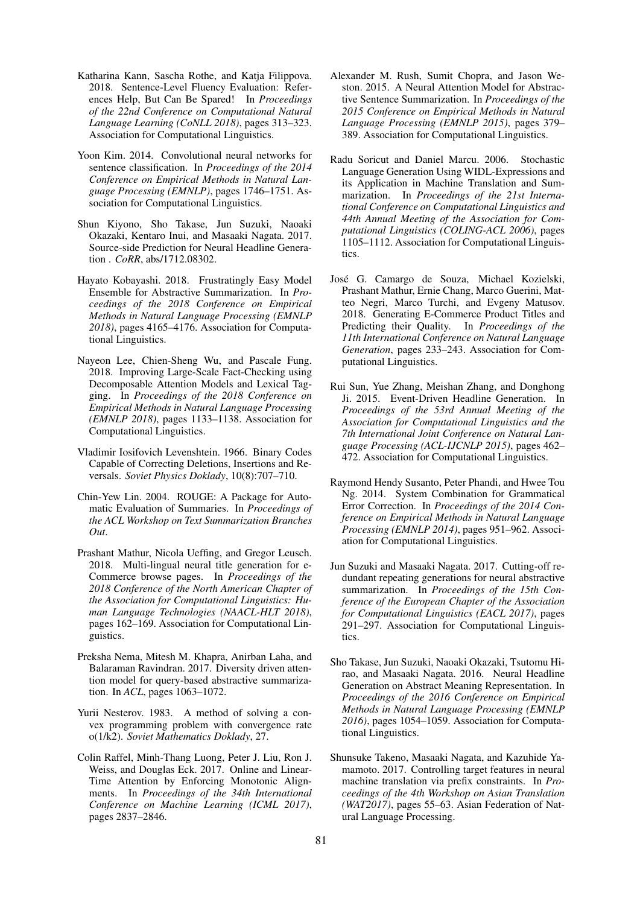Katharina Kann, Sascha Rothe, and Katja Filippova. 2018. Sentence-Level Fluency Evaluation: References Help, But Can Be Spared! In *Proceedings of the 22nd Conference on Computational Natural Language Learning (CoNLL 2018)*, pages 313–323. Association for Computational Linguistics.

Yoon Kim. 2014. Convolutional neural networks for sentence classification. In *Proceedings of the 2014 Conference on Empirical Methods in Natural Language Processing (EMNLP)*, pages 1746–1751. Association for Computational Linguistics.

Shun Kiyono, Sho Takase, Jun Suzuki, Naoaki Okazaki, Kentaro Inui, and Masaaki Nagata. 2017. Source-side Prediction for Neural Headline Generation . *CoRR*, abs/1712.08302.

Hayato Kobayashi. 2018. Frustratingly Easy Model Ensemble for Abstractive Summarization. In *Proceedings of the 2018 Conference on Empirical Methods in Natural Language Processing (EMNLP 2018)*, pages 4165–4176. Association for Computational Linguistics.

Nayeon Lee, Chien-Sheng Wu, and Pascale Fung. 2018. Improving Large-Scale Fact-Checking using Decomposable Attention Models and Lexical Tagging. In *Proceedings of the 2018 Conference on Empirical Methods in Natural Language Processing (EMNLP 2018)*, pages 1133–1138. Association for Computational Linguistics.

Vladimir Iosifovich Levenshtein. 1966. Binary Codes Capable of Correcting Deletions, Insertions and Reversals. *Soviet Physics Doklady*, 10(8):707–710.

Chin-Yew Lin. 2004. ROUGE: A Package for Automatic Evaluation of Summaries. In *Proceedings of the ACL Workshop on Text Summarization Branches Out*.

Prashant Mathur, Nicola Ueffing, and Gregor Leusch. 2018. Multi-lingual neural title generation for e-Commerce browse pages. In *Proceedings of the 2018 Conference of the North American Chapter of the Association for Computational Linguistics: Human Language Technologies (NAACL-HLT 2018)*, pages 162–169. Association for Computational Linguistics.

Preksha Nema, Mitesh M. Khapra, Anirban Laha, and Balaraman Ravindran. 2017. Diversity driven attention model for query-based abstractive summarization. In *ACL*, pages 1063–1072.

Yurii Nesterov. 1983. A method of solving a convex programming problem with convergence rate o(1/k2). *Soviet Mathematics Doklady*, 27.

Colin Raffel, Minh-Thang Luong, Peter J. Liu, Ron J. Weiss, and Douglas Eck. 2017. Online and Linear-Time Attention by Enforcing Monotonic Alignments. In *Proceedings of the 34th International Conference on Machine Learning (ICML 2017)*, pages 2837–2846.

Alexander M. Rush, Sumit Chopra, and Jason Weston. 2015. A Neural Attention Model for Abstractive Sentence Summarization. In *Proceedings of the 2015 Conference on Empirical Methods in Natural Language Processing (EMNLP 2015)*, pages 379–389. Association for Computational Linguistics.

Radu Soricut and Daniel Marcu. 2006. Stochastic Language Generation Using WIDL-Expressions and its Application in Machine Translation and Summarization. In *Proceedings of the 21st International Conference on Computational Linguistics and 44th Annual Meeting of the Association for Computational Linguistics (COLING-ACL 2006)*, pages 1105–1112. Association for Computational Linguistics.

José G. Camargo de Souza, Michael Kozielski, Prashant Mathur, Ernie Chang, Marco Guerini, Matteo Negri, Marco Turchi, and Evgeny Matusov. 2018. Generating E-Commerce Product Titles and Predicting their Quality. In *Proceedings of the 11th International Conference on Natural Language Generation*, pages 233–243. Association for Computational Linguistics.

Rui Sun, Yue Zhang, Meishan Zhang, and Donghong Ji. 2015. Event-Driven Headline Generation. In *Proceedings of the 53rd Annual Meeting of the Association for Computational Linguistics and the 7th International Joint Conference on Natural Language Processing (ACL-IJCNLP 2015)*, pages 462–472. Association for Computational Linguistics.

Raymond Hendy Susanto, Peter Phandi, and Hwee Tou Ng. 2014. System Combination for Grammatical Error Correction. In *Proceedings of the 2014 Conference on Empirical Methods in Natural Language Processing (EMNLP 2014)*, pages 951–962. Association for Computational Linguistics.

Jun Suzuki and Masaaki Nagata. 2017. Cutting-off redundant repeating generations for neural abstractive summarization. In *Proceedings of the 15th Conference of the European Chapter of the Association for Computational Linguistics (EACL 2017)*, pages 291–297. Association for Computational Linguistics.

Sho Takase, Jun Suzuki, Naoaki Okazaki, Tsutomu Hirao, and Masaaki Nagata. 2016. Neural Headline Generation on Abstract Meaning Representation. In *Proceedings of the 2016 Conference on Empirical Methods in Natural Language Processing (EMNLP 2016)*, pages 1054–1059. Association for Computational Linguistics.

Shunsuke Takeno, Masaaki Nagata, and Kazuhide Yamamoto. 2017. Controlling target features in neural machine translation via prefix constraints. In *Proceedings of the 4th Workshop on Asian Translation (WAT2017)*, pages 55–63. Asian Federation of Natural Language Processing.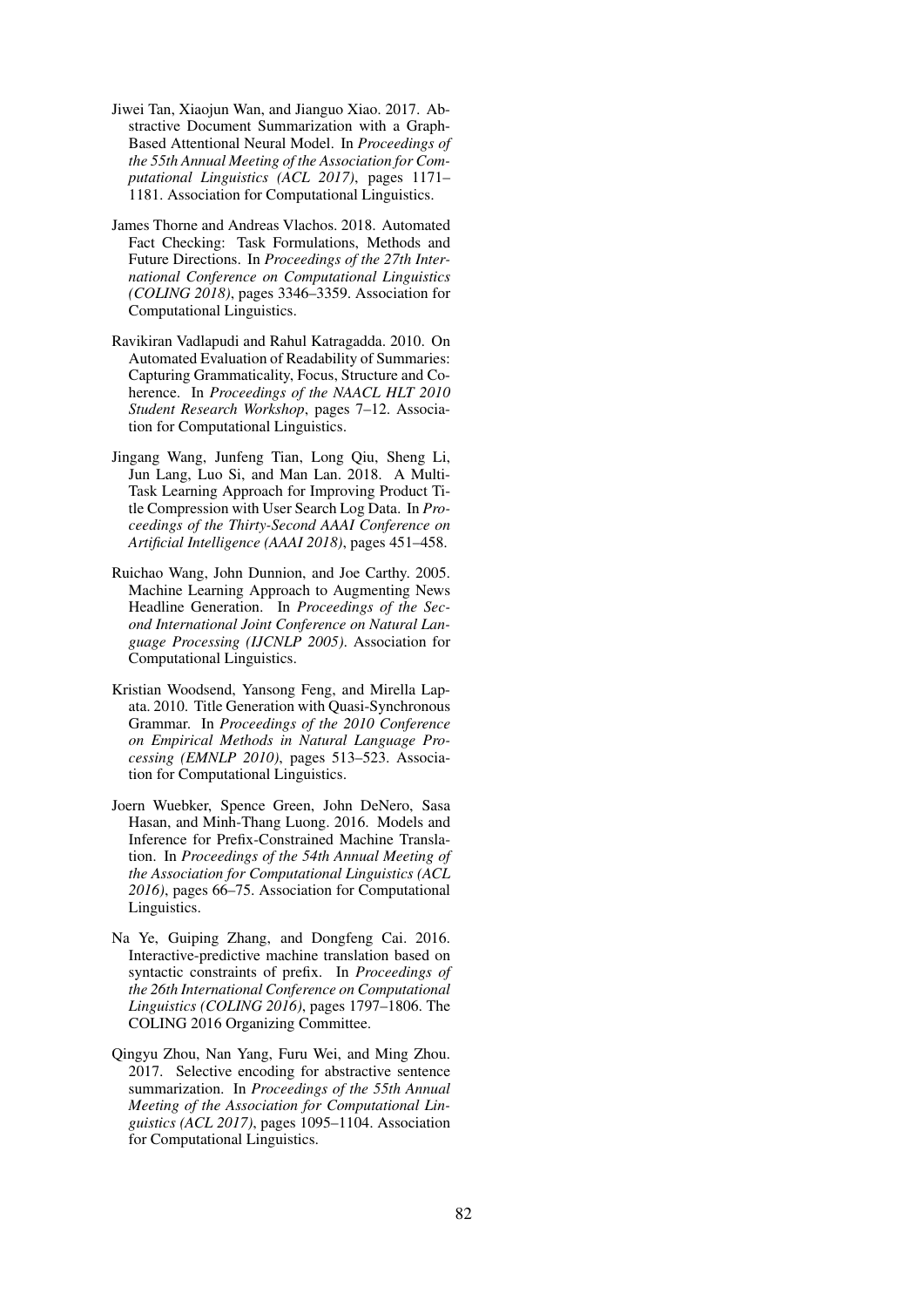Jiwei Tan, Xiaojun Wan, and Jianguo Xiao. 2017. Abstractive Document Summarization with a Graph-Based Attentional Neural Model. In *Proceedings of the 55th Annual Meeting of the Association for Computational Linguistics (ACL 2017)*, pages 1171–1181. Association for Computational Linguistics.

James Thorne and Andreas Vlachos. 2018. Automated Fact Checking: Task Formulations, Methods and Future Directions. In *Proceedings of the 27th International Conference on Computational Linguistics (COLING 2018)*, pages 3346–3359. Association for Computational Linguistics.

Ravikiran Vadlapudi and Rahul Katragadda. 2010. On Automated Evaluation of Readability of Summaries: Capturing Grammaticality, Focus, Structure and Coherence. In *Proceedings of the NAACL HLT 2010 Student Research Workshop*, pages 7–12. Association for Computational Linguistics.

Jingang Wang, Junfeng Tian, Long Qiu, Sheng Li, Jun Lang, Luo Si, and Man Lan. 2018. A Multi-Task Learning Approach for Improving Product Title Compression with User Search Log Data. In *Proceedings of the Thirty-Second AAAI Conference on Artificial Intelligence (AAAI 2018)*, pages 451–458.

Ruichao Wang, John Dunnion, and Joe Carthy. 2005. Machine Learning Approach to Augmenting News Headline Generation. In *Proceedings of the Second International Joint Conference on Natural Language Processing (IJCNLP 2005)*. Association for Computational Linguistics.

Kristian Woodsend, Yansong Feng, and Mirella Lapata. 2010. Title Generation with Quasi-Synchronous Grammar. In *Proceedings of the 2010 Conference on Empirical Methods in Natural Language Processing (EMNLP 2010)*, pages 513–523. Association for Computational Linguistics.

Joern Wuebker, Spence Green, John DeNero, Sasa Hasan, and Minh-Thang Luong. 2016. Models and Inference for Prefix-Constrained Machine Translation. In *Proceedings of the 54th Annual Meeting of the Association for Computational Linguistics (ACL 2016)*, pages 66–75. Association for Computational Linguistics.

Na Ye, Guiping Zhang, and Dongfeng Cai. 2016. Interactive-predictive machine translation based on syntactic constraints of prefix. In *Proceedings of the 26th International Conference on Computational Linguistics (COLING 2016)*, pages 1797–1806. The COLING 2016 Organizing Committee.

Qingyu Zhou, Nan Yang, Furu Wei, and Ming Zhou. 2017. Selective encoding for abstractive sentence summarization. In *Proceedings of the 55th Annual Meeting of the Association for Computational Linguistics (ACL 2017)*, pages 1095–1104. Association for Computational Linguistics.